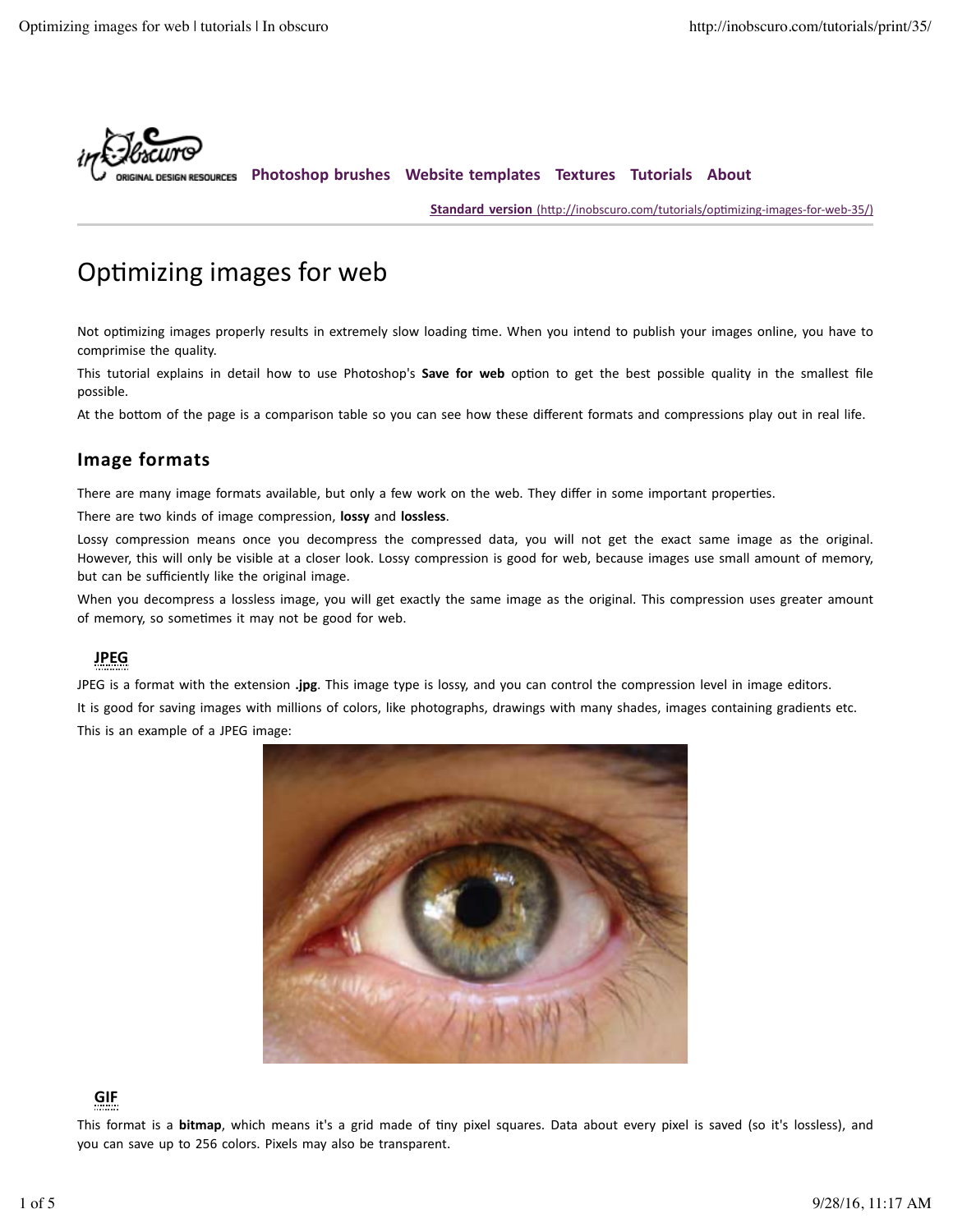Photoshop brushes Website templates Textures Tutorials About

**Standard version** (http://inobscuro.com/tutorials/optimizing-images-for-web-35/)

# Optimizing images for web

Not optimizing images properly results in extremely slow loading time. When you intend to publish your images online, you have to comprimise the quality.

This tutorial explains in detail how to use Photoshop's **Save for web** option to get the best possible quality in the smallest file possible.

At the bottom of the page is a comparison table so you can see how these different formats and compressions play out in real life.

## Image formats

There are many image formats available, but only a few work on the web. They differ in some important properties.

There are two kinds of image compression, **lossy** and **lossless**.

Lossy compression means once you decompress the compressed data, you will not get the exact same image as the original. However, this will only be visible at a closer look. Lossy compression is good for web, because images use small amount of memory, but can be sufficiently like the original image.

When you decompress a lossless image, you will get exactly the same image as the original. This compression uses greater amount of memory, so sometimes it may not be good for web.

### JPEG

JPEG is a format with the extension **.jpg**. This image type is lossy, and you can control the compression level in image editors.

It is good for saving images with millions of colors, like photographs, drawings with many shades, images containing gradients etc.

This is an example of a JPEG image:

### GIF

This format is a **bitmap**, which means it's a grid made of tiny pixel squares. Data about every pixel is saved (so it's lossless), and you can save up to 256 colors. Pixels may also be transparent.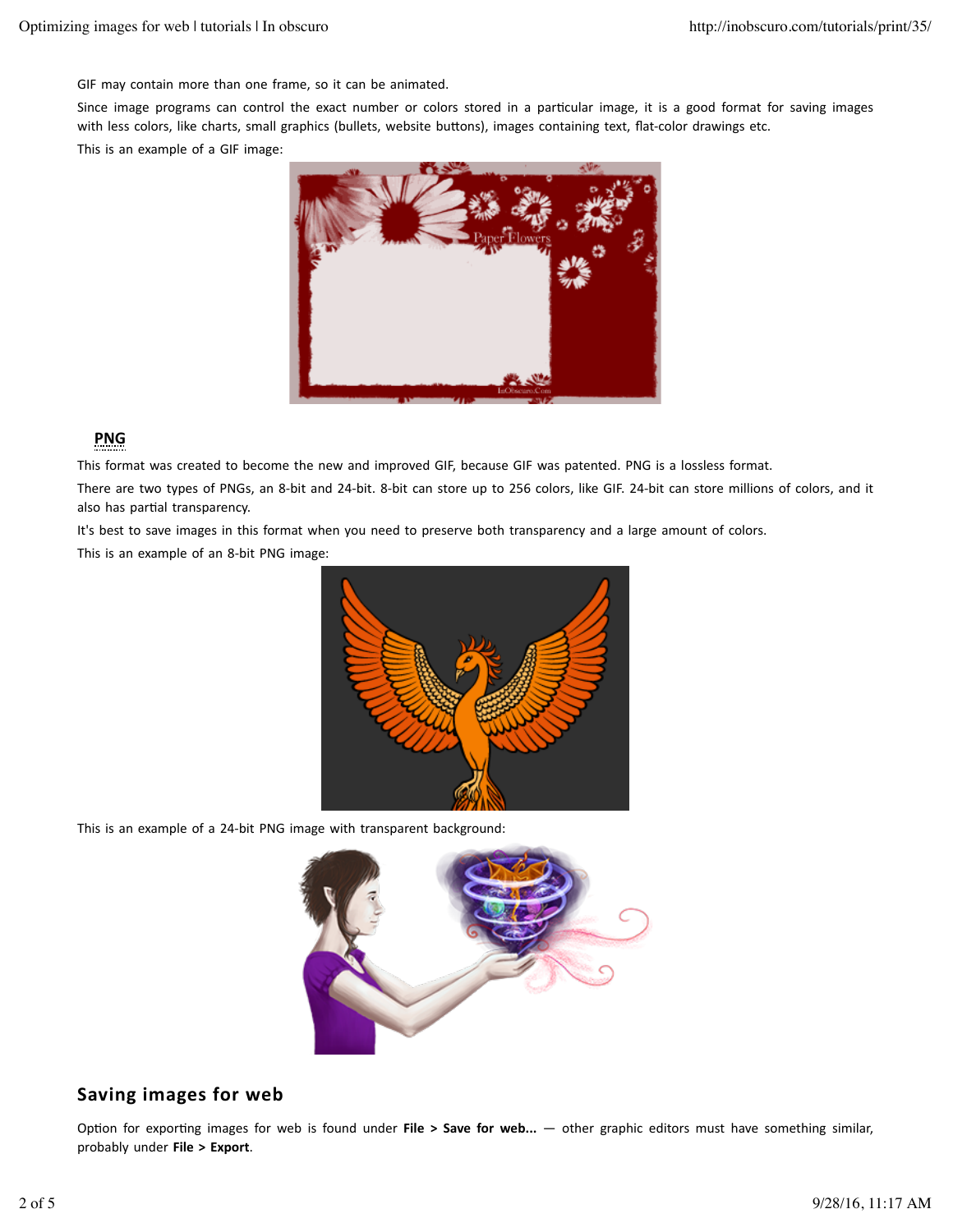GIF may contain more than one frame, so it can be animated.

Since image programs can control the exact number or colors stored in a particular image, it is a good format for saving images with less colors, like charts, small graphics (bullets, website buttons), images containing text, flat-color drawings etc.

This is an example of a GIF image:

### PNG

This format was created to become the new and improved GIF, because GIF was patented. PNG is a lossless format.

There are two types of PNGs, an 8-bit and 24-bit. 8-bit can store up to 256 colors, like GIF. 24-bit can store millions of colors, and it also has partial transparency.

It's best to save images in this format when you need to preserve both transparency and a large amount of colors.

This is an example of an 8-bit PNG image:

This is an example of a 24-bit PNG image with transparent background:

## Saving images for web

Option for exporting images for web is found under **File > Save for web...** — other graphic editors must have something similar, probably under **File > Export**.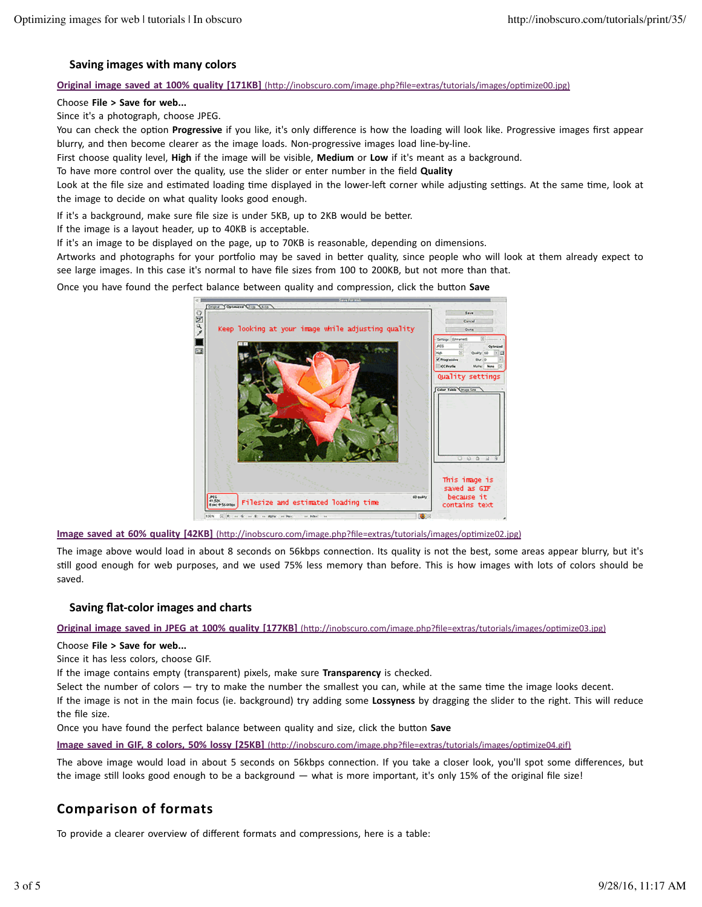### Saving images with many colors

[Original image saved at 100% quality [171KB] (http://inobscuro.com/image.php?file=extras/tutorials/images/optimize00.jpg)](http://inobscuro.com/image.php?file=extras/tutorials/images/optimize00.jpg)

Choose **File > Save for web...**
Since it's a photograph, choose JPEG.
You can check the option **Progressive** if you like, it's only difference is how the loading will look like. Progressive images first appear blurry, and then become clearer as the image loads. Non-progressive images load line-by-line.
First choose quality level, **High** if the image will be visible, **Medium** or **Low** if it's meant as a background.
To have more control over the quality, use the slider or enter number in the field **Quality**
Look at the file size and estimated loading time displayed in the lower-left corner while adjusting settings. At the same time, look at the image to decide on what quality looks good enough.

If it's a background, make sure file size is under 5KB, up to 2KB would be better.
If the image is a layout header, up to 40KB is acceptable.
If it's an image to be displayed on the page, up to 70KB is reasonable, depending on dimensions.
Artworks and photographs for your portfolio may be saved in better quality, since people who will look at them already expect to see large images. In this case it's normal to have file sizes from 100 to 200KB, but not more than that.

Once you have found the perfect balance between quality and compression, click the button **Save**

[Image saved at 60% quality [42KB] (http://inobscuro.com/image.php?file=extras/tutorials/images/optimize02.jpg)](http://inobscuro.com/image.php?file=extras/tutorials/images/optimize02.jpg)

The image above would load in about 8 seconds on 56kbps connection. Its quality is not the best, some areas appear blurry, but it's still good enough for web purposes, and we used 75% less memory than before. This is how images with lots of colors should be saved.

### Saving flat-color images and charts

[Original image saved in JPEG at 100% quality [177KB] (http://inobscuro.com/image.php?file=extras/tutorials/images/optimize03.jpg)](http://inobscuro.com/image.php?file=extras/tutorials/images/optimize03.jpg)

Choose **File > Save for web...**
Since it has less colors, choose GIF.
If the image contains empty (transparent) pixels, make sure **Transparency** is checked.
Select the number of colors — try to make the number the smallest you can, while at the same time the image looks decent.
If the image is not in the main focus (ie. background) try adding some **Lossyness** by dragging the slider to the right. This will reduce the file size.
Once you have found the perfect balance between quality and size, click the button **Save**

[Image saved in GIF, 8 colors, 50% lossy [25KB] (http://inobscuro.com/image.php?file=extras/tutorials/images/optimize04.gif)](http://inobscuro.com/image.php?file=extras/tutorials/images/optimize04.gif)

The above image would load in about 5 seconds on 56kbps connection. If you take a closer look, you'll spot some differences, but the image still looks good enough to be a background — what is more important, it's only 15% of the original file size!

## Comparison of formats

To provide a clearer overview of different formats and compressions, here is a table: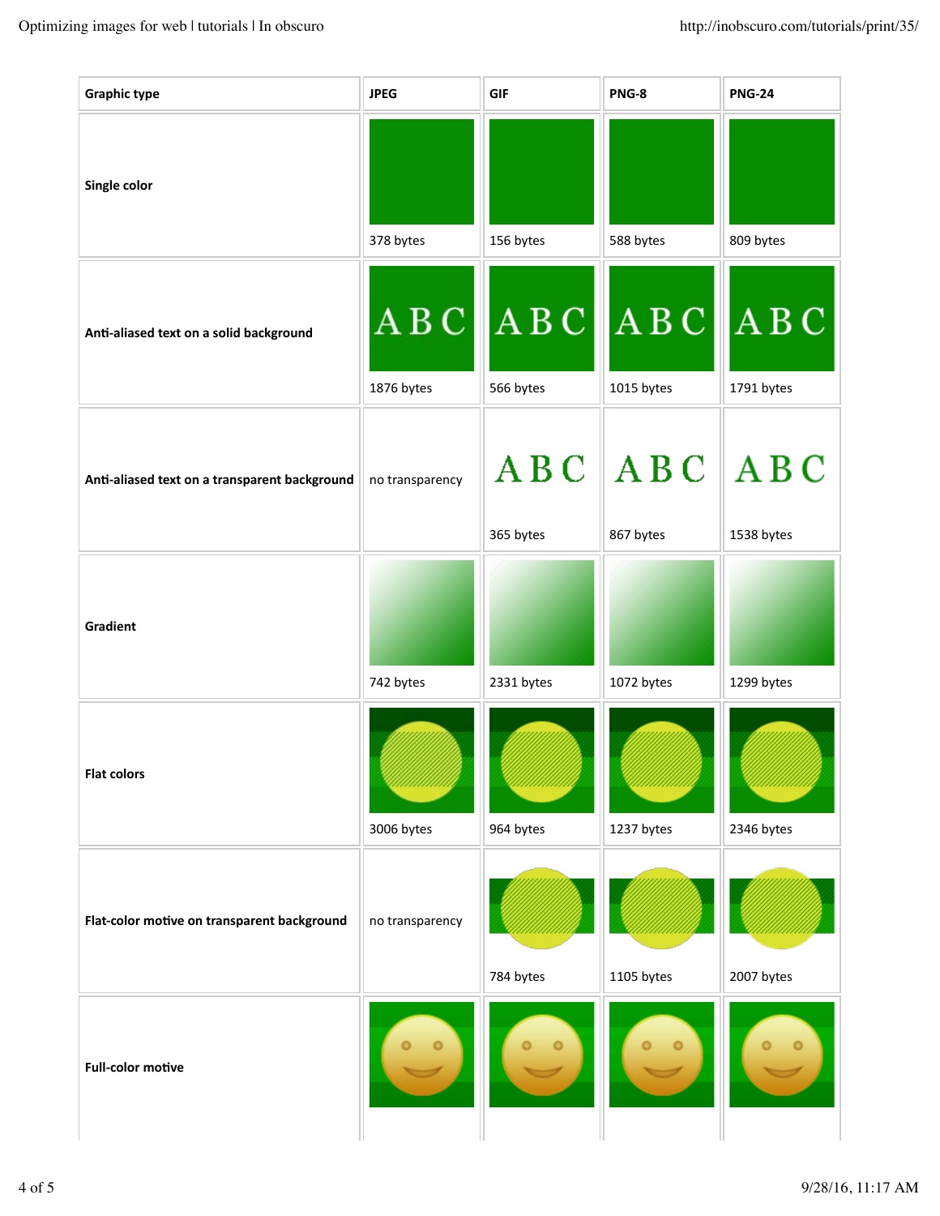| Graphic type | JPEG | GIF | PNG-8 | PNG-24 |
| --- | --- | --- | --- | --- |
| Single color | 378 bytes | 156 bytes | 588 bytes | 809 bytes |
| Anti-aliased text on a solid background | 1876 bytes | 566 bytes | 1015 bytes | 1791 bytes |
| Anti-aliased text on a transparent background | no transparency | 365 bytes | 867 bytes | 1538 bytes |
| Gradient | 742 bytes | 2331 bytes | 1072 bytes | 1299 bytes |
| Flat colors | 3006 bytes | 964 bytes | 1237 bytes | 2346 bytes |
| Flat-color motive on transparent background | no transparency | 784 bytes | 1105 bytes | 2007 bytes |
| Full-color motive | | | | |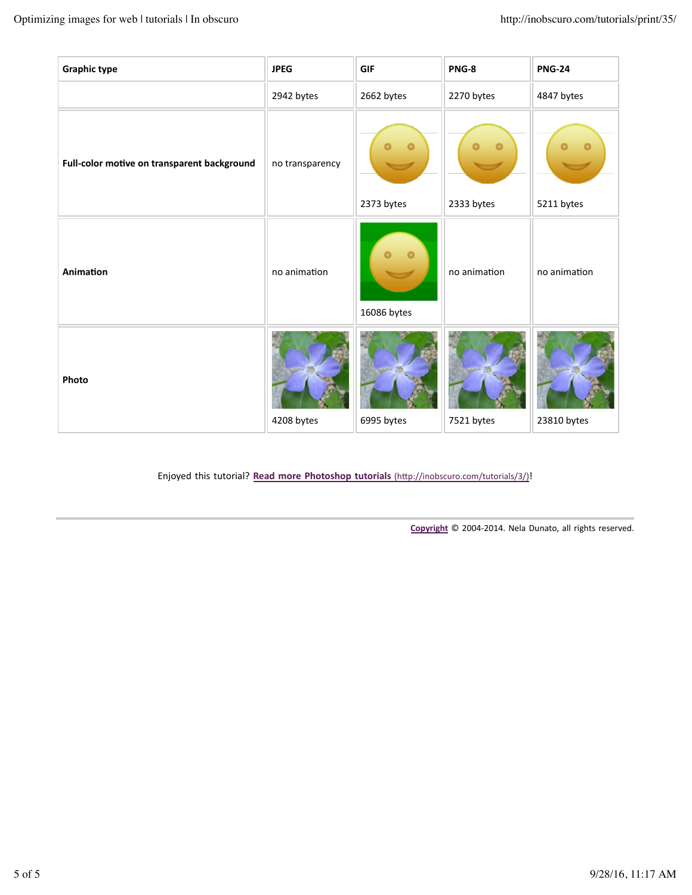| Graphic type | JPEG | GIF | PNG-8 | PNG-24 |
|---|---|---|---|---|
| | 2942 bytes | 2662 bytes | 2270 bytes | 4847 bytes |
| **Full-color motive on transparent background** | no transparency | 2373 bytes | 2333 bytes | 5211 bytes |
| **Animation** | no animation | 16086 bytes | no animation | no animation |
| **Photo** | 4208 bytes | 6995 bytes | 7521 bytes | 23810 bytes |

Enjoyed this tutorial? **Read more Photoshop tutorials** (http://inobscuro.com/tutorials/3/)!

---

**Copyright** © 2004-2014. Nela Dunato, all rights reserved.